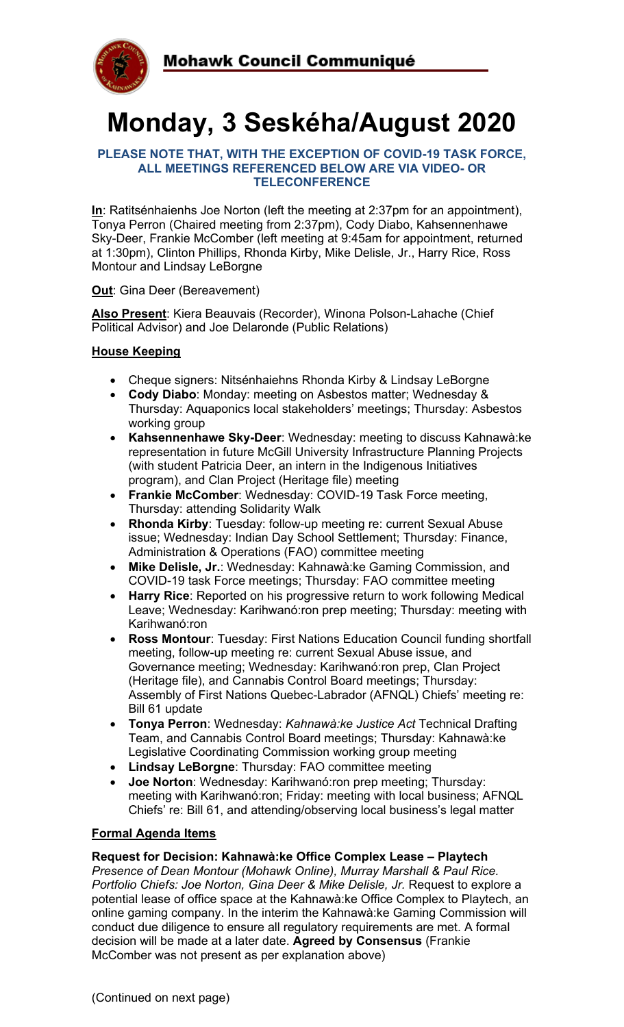**Mohawk Council Communiqué**

# Monday, 3 Seskéha/August 2020

**PLEASE NOTE THAT, WITH THE EXCEPTION OF COVID-19 TASK FORCE, ALL MEETINGS REFERENCED BELOW ARE VIA VIDEO- OR TELECONFERENCE**

**In**: Ratitsénhaienhs Joe Norton (left the meeting at 2:37pm for an appointment), Tonya Perron (Chaired meeting from 2:37pm), Cody Diabo, Kahsennenhawe Sky-Deer, Frankie McComber (left meeting at 9:45am for appointment, returned at 1:30pm), Clinton Phillips, Rhonda Kirby, Mike Delisle, Jr., Harry Rice, Ross Montour and Lindsay LeBorgne

**Out**: Gina Deer (Bereavement)

**Also Present**: Kiera Beauvais (Recorder), Winona Polson-Lahache (Chief Political Advisor) and Joe Delaronde (Public Relations)

## House Keeping

- Cheque signers: Nitsénhaiehns Rhonda Kirby & Lindsay LeBorgne
- **Cody Diabo**: Monday: meeting on Asbestos matter; Wednesday & Thursday: Aquaponics local stakeholders' meetings; Thursday: Asbestos working group
- **Kahsennenhawe Sky-Deer**: Wednesday: meeting to discuss Kahnawà:ke representation in future McGill University Infrastructure Planning Projects (with student Patricia Deer, an intern in the Indigenous Initiatives program), and Clan Project (Heritage file) meeting
- **Frankie McComber**: Wednesday: COVID-19 Task Force meeting, Thursday: attending Solidarity Walk
- **Rhonda Kirby**: Tuesday: follow-up meeting re: current Sexual Abuse issue; Wednesday: Indian Day School Settlement; Thursday: Finance, Administration & Operations (FAO) committee meeting
- **Mike Delisle, Jr.**: Wednesday: Kahnawà:ke Gaming Commission, and COVID-19 task Force meetings; Thursday: FAO committee meeting
- **Harry Rice**: Reported on his progressive return to work following Medical Leave; Wednesday: Karihwanó:ron prep meeting; Thursday: meeting with Karihwanó:ron
- **Ross Montour**: Tuesday: First Nations Education Council funding shortfall meeting, follow-up meeting re: current Sexual Abuse issue, and Governance meeting; Wednesday: Karihwanó:ron prep, Clan Project (Heritage file), and Cannabis Control Board meetings; Thursday: Assembly of First Nations Quebec-Labrador (AFNQL) Chiefs' meeting re: Bill 61 update
- **Tonya Perron**: Wednesday: *Kahnawà:ke Justice Act* Technical Drafting Team, and Cannabis Control Board meetings; Thursday: Kahnawà:ke Legislative Coordinating Commission working group meeting
- **Lindsay LeBorgne**: Thursday: FAO committee meeting
- **Joe Norton**: Wednesday: Karihwanó:ron prep meeting; Thursday: meeting with Karihwanó:ron; Friday: meeting with local business; AFNQL Chiefs' re: Bill 61, and attending/observing local business's legal matter

## Formal Agenda Items

**Request for Decision: Kahnawà:ke Office Complex Lease – Playtech**
*Presence of Dean Montour (Mohawk Online), Murray Marshall & Paul Rice. Portfolio Chiefs: Joe Norton, Gina Deer & Mike Delisle, Jr.* Request to explore a potential lease of office space at the Kahnawà:ke Office Complex to Playtech, an online gaming company. In the interim the Kahnawà:ke Gaming Commission will conduct due diligence to ensure all regulatory requirements are met. A formal decision will be made at a later date. **Agreed by Consensus** (Frankie McComber was not present as per explanation above)

(Continued on next page)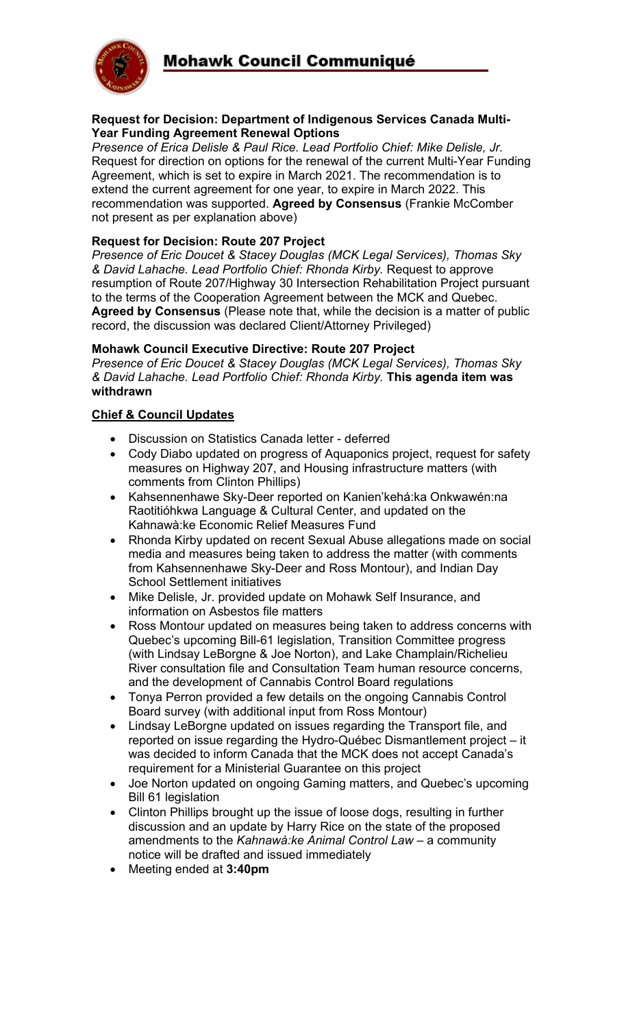# Mohawk Council Communiqué

**Request for Decision: Department of Indigenous Services Canada Multi-Year Funding Agreement Renewal Options**
*Presence of Erica Delisle & Paul Rice. Lead Portfolio Chief: Mike Delisle, Jr.* Request for direction on options for the renewal of the current Multi-Year Funding Agreement, which is set to expire in March 2021. The recommendation is to extend the current agreement for one year, to expire in March 2022. This recommendation was supported. **Agreed by Consensus** (Frankie McComber not present as per explanation above)

**Request for Decision: Route 207 Project**
*Presence of Eric Doucet & Stacey Douglas (MCK Legal Services), Thomas Sky & David Lahache. Lead Portfolio Chief: Rhonda Kirby.* Request to approve resumption of Route 207/Highway 30 Intersection Rehabilitation Project pursuant to the terms of the Cooperation Agreement between the MCK and Quebec. **Agreed by Consensus** (Please note that, while the decision is a matter of public record, the discussion was declared Client/Attorney Privileged)

**Mohawk Council Executive Directive: Route 207 Project**
*Presence of Eric Doucet & Stacey Douglas (MCK Legal Services), Thomas Sky & David Lahache. Lead Portfolio Chief: Rhonda Kirby.* **This agenda item was withdrawn**

**Chief & Council Updates**

- Discussion on Statistics Canada letter - deferred
- Cody Diabo updated on progress of Aquaponics project, request for safety measures on Highway 207, and Housing infrastructure matters (with comments from Clinton Phillips)
- Kahsennenhawe Sky-Deer reported on Kanien'kehá:ka Onkwawén:na Raotitióhkwa Language & Cultural Center, and updated on the Kahnawà:ke Economic Relief Measures Fund
- Rhonda Kirby updated on recent Sexual Abuse allegations made on social media and measures being taken to address the matter (with comments from Kahsennenhawe Sky-Deer and Ross Montour), and Indian Day School Settlement initiatives
- Mike Delisle, Jr. provided update on Mohawk Self Insurance, and information on Asbestos file matters
- Ross Montour updated on measures being taken to address concerns with Quebec's upcoming Bill-61 legislation, Transition Committee progress (with Lindsay LeBorgne & Joe Norton), and Lake Champlain/Richelieu River consultation file and Consultation Team human resource concerns, and the development of Cannabis Control Board regulations
- Tonya Perron provided a few details on the ongoing Cannabis Control Board survey (with additional input from Ross Montour)
- Lindsay LeBorgne updated on issues regarding the Transport file, and reported on issue regarding the Hydro-Québec Dismantlement project – it was decided to inform Canada that the MCK does not accept Canada's requirement for a Ministerial Guarantee on this project
- Joe Norton updated on ongoing Gaming matters, and Quebec's upcoming Bill 61 legislation
- Clinton Phillips brought up the issue of loose dogs, resulting in further discussion and an update by Harry Rice on the state of the proposed amendments to the *Kahnawà:ke Animal Control Law* – a community notice will be drafted and issued immediately
- Meeting ended at **3:40pm**